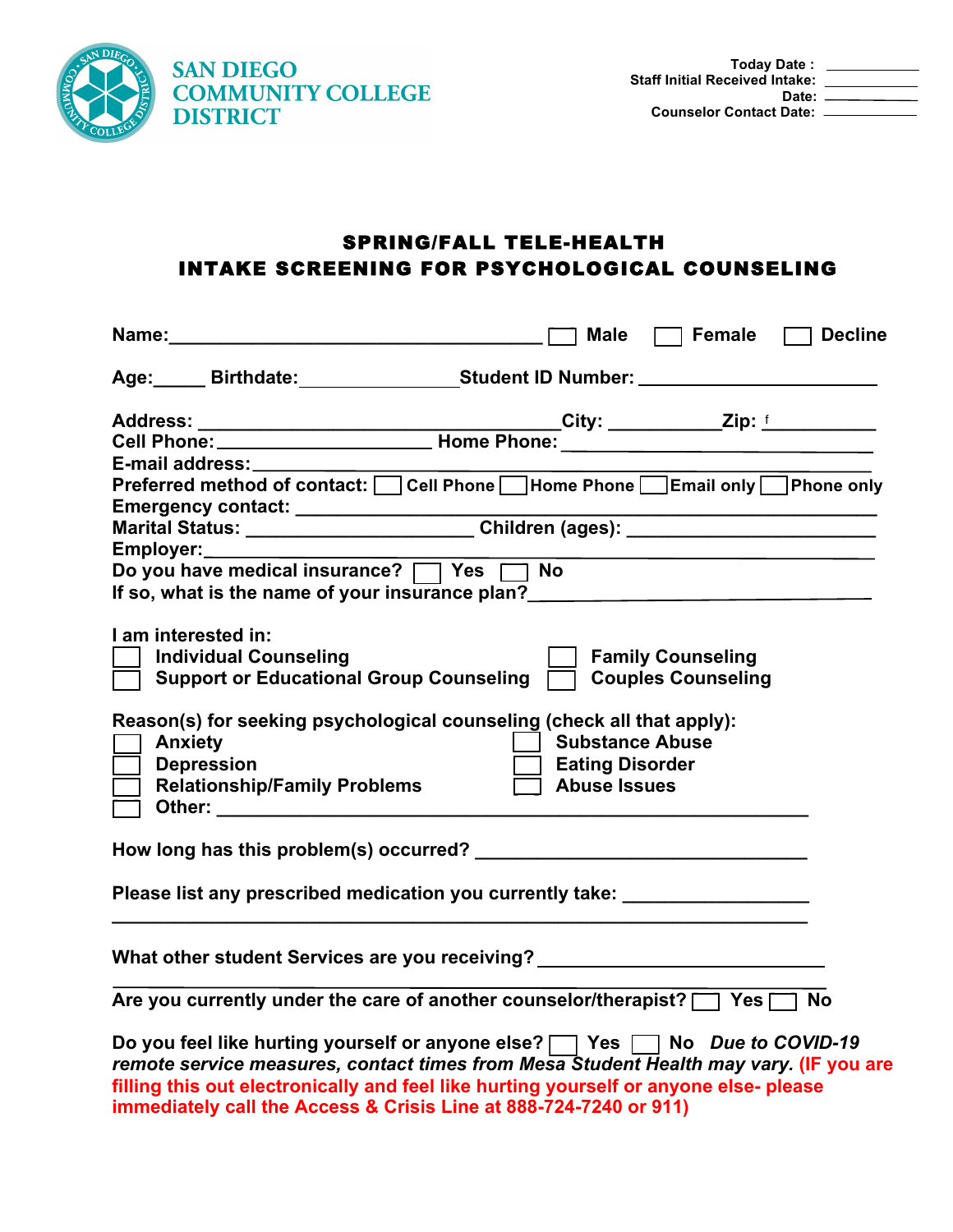**SAN DIEGO COMMUNITY COLLEGE DISTRICT**

Today Date : ____________
Staff Initial Received Intake: ____________
Date: ____________
Counselor Contact Date: ____________

# SPRING/FALL TELE-HEALTH
# INTAKE SCREENING FOR PSYCHOLOGICAL COUNSELING

**Name:**_________________________________ ☐ **Male** ☐ **Female** ☐ **Decline**

**Age:**_____ **Birthdate:**_______________**Student ID Number:** ______________________

**Address:** ________________________________**City:** __________**Zip:** f __________
**Cell Phone:**____________________ **Home Phone:** ______________________________
**E-mail address:**________________________________________________________________
**Preferred method of contact:** ☐ **Cell Phone** ☐ **Home Phone** ☐ **Email only** ☐ **Phone only**
**Emergency contact:** _____________________________________________________________
**Marital Status:** _____________________ **Children (ages):** _______________________
**Employer:**_____________________________________________________________________
**Do you have medical insurance?** ☐ **Yes** ☐ **No**
**If so, what is the name of your insurance plan?**_________________________________

**I am interested in:**

☐ **Individual Counseling**
☐ **Support or Educational Group Counseling**
☐ **Family Counseling**
☐ **Couples Counseling**

**Reason(s) for seeking psychological counseling (check all that apply):**

☐ **Anxiety**
☐ **Depression**
☐ **Relationship/Family Problems**
☐ **Other:** ______________________________________________________
☐ **Substance Abuse**
☐ **Eating Disorder**
☐ **Abuse Issues**

**How long has this problem(s) occurred?** ______________________________

**Please list any prescribed medication you currently take:** _______________
______________________________________________________________________

**What other student Services are you receiving?** __________________________
______________________________________________________________________

**Are you currently under the care of another counselor/therapist?** ☐ **Yes** ☐ **No**

**Do you feel like hurting yourself or anyone else?** ☐ **Yes** ☐ **No** ***Due to COVID-19 remote service measures, contact times from Mesa Student Health may vary.*** **(IF you are filling this out electronically and feel like hurting yourself or anyone else- please immediately call the Access & Crisis Line at 888-724-7240 or 911)**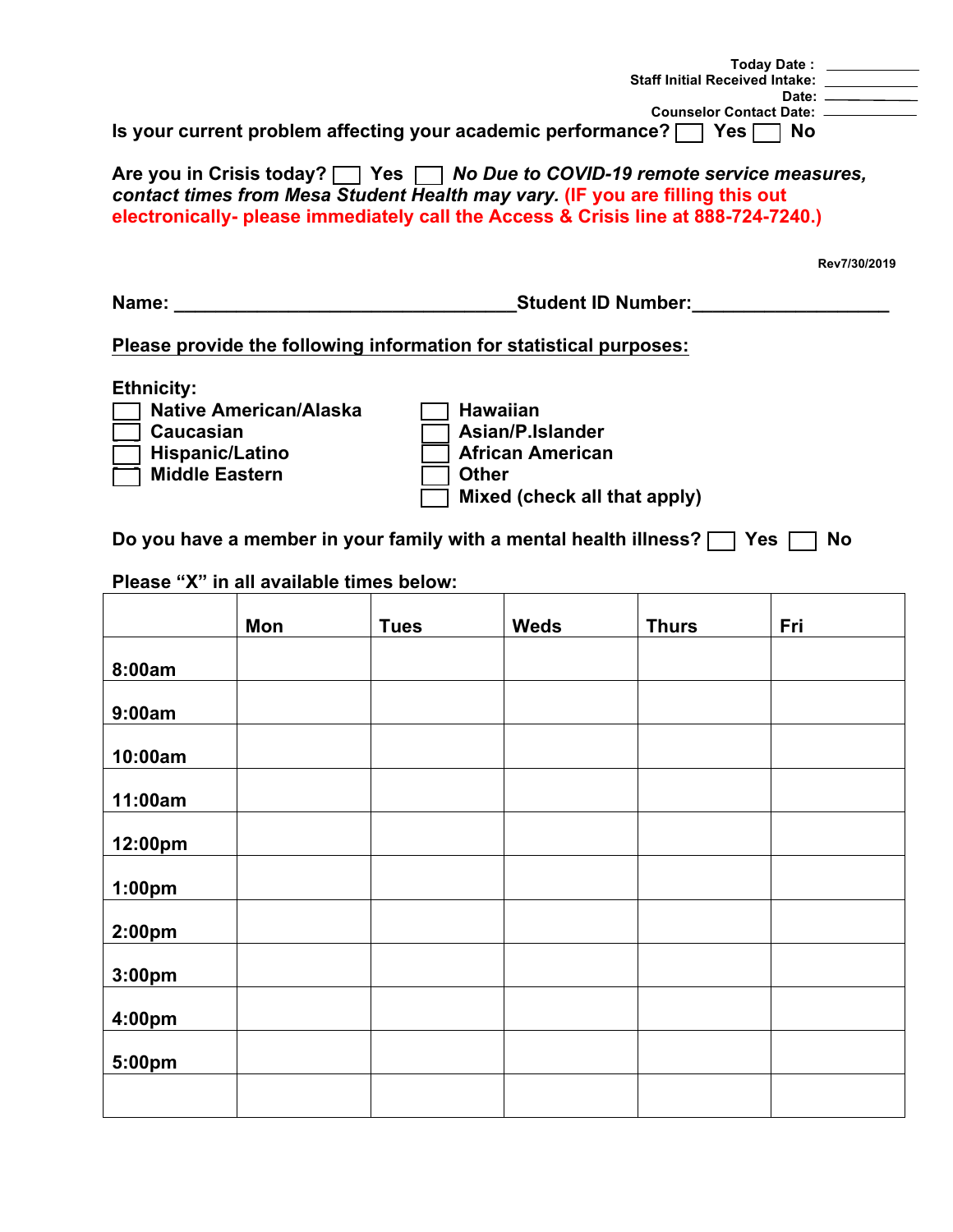Today Date : ____________
Staff Initial Received Intake: ____________
Date: ____________
Counselor Contact Date: ____________

**Is your current problem affecting your academic performance?** ☐ **Yes** ☐ **No**

**Are you in Crisis today?** ☐ **Yes** ☐ ***No Due to COVID-19 remote service measures, contact times from Mesa Student Health may vary.*** **(IF you are filling this out electronically- please immediately call the Access & Crisis line at 888-724-7240.)**

Rev7/30/2019

**Name: _________________________________ Student ID Number: __________________**

**Please provide the following information for statistical purposes:**

**Ethnicity:**

- ☐ **Native American/Alaska**
- ☐ **Caucasian**
- ☐ **Hispanic/Latino**
- ☐ **Middle Eastern**
- ☐ **Hawaiian**
- ☐ **Asian/P.Islander**
- ☐ **African American**
- ☐ **Other**
- ☐ **Mixed (check all that apply)**

**Do you have a member in your family with a mental health illness?** ☐ **Yes** ☐ **No**

**Please "X" in all available times below:**

| | Mon | Tues | Weds | Thurs | Fri |
|---|---|---|---|---|---|
| 8:00am | | | | | |
| 9:00am | | | | | |
| 10:00am | | | | | |
| 11:00am | | | | | |
| 12:00pm | | | | | |
| 1:00pm | | | | | |
| 2:00pm | | | | | |
| 3:00pm | | | | | |
| 4:00pm | | | | | |
| 5:00pm | | | | | |
| | | | | | |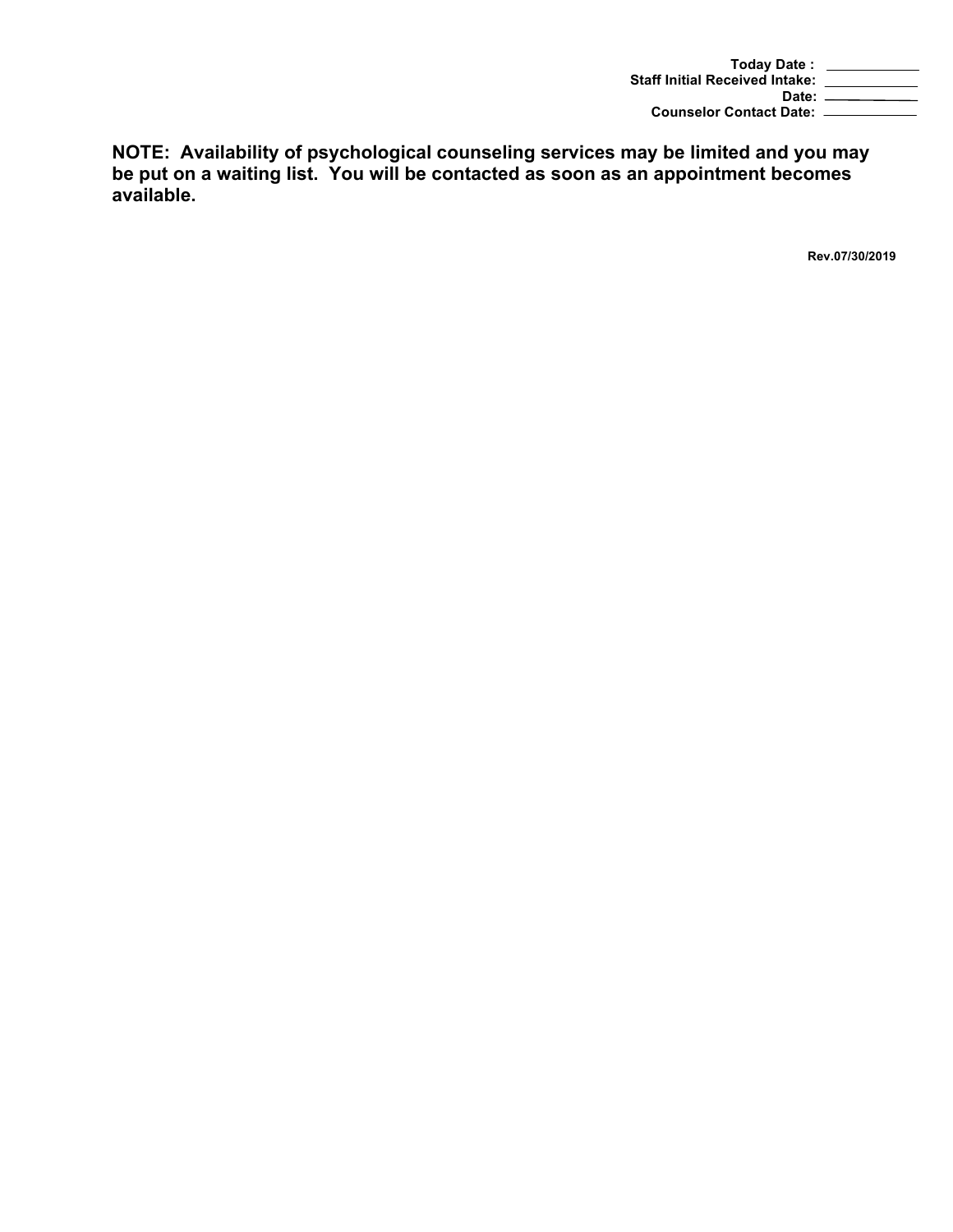**Today Date :** ____________
**Staff Initial Received Intake:** ____________
**Date:** ____________
**Counselor Contact Date:** ____________

**NOTE: Availability of psychological counseling services may be limited and you may be put on a waiting list. You will be contacted as soon as an appointment becomes available.**

**Rev.07/30/2019**